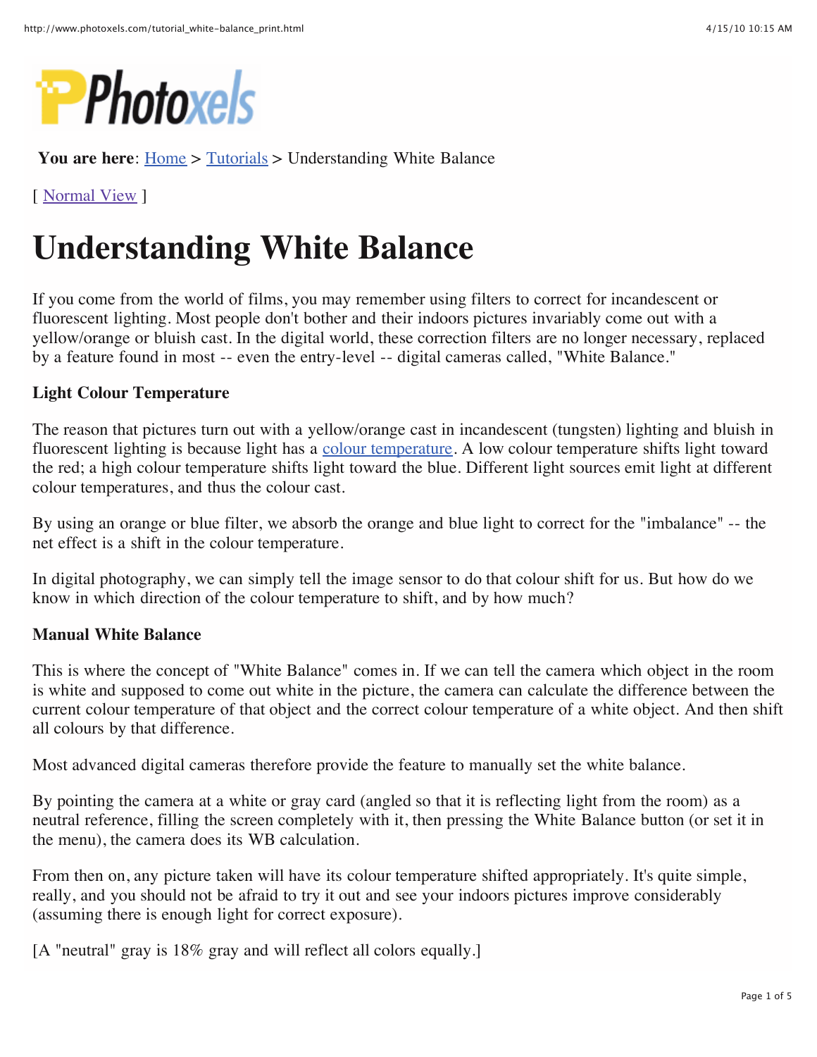**You are here**: Home > Tutorials > Understanding White Balance

[ Normal View ]

# Understanding White Balance

If you come from the world of films, you may remember using filters to correct for incandescent or fluorescent lighting. Most people don't bother and their indoors pictures invariably come out with a yellow/orange or bluish cast. In the digital world, these correction filters are no longer necessary, replaced by a feature found in most -- even the entry-level -- digital cameras called, "White Balance."

**Light Colour Temperature**

The reason that pictures turn out with a yellow/orange cast in incandescent (tungsten) lighting and bluish in fluorescent lighting is because light has a colour temperature. A low colour temperature shifts light toward the red; a high colour temperature shifts light toward the blue. Different light sources emit light at different colour temperatures, and thus the colour cast.

By using an orange or blue filter, we absorb the orange and blue light to correct for the "imbalance" -- the net effect is a shift in the colour temperature.

In digital photography, we can simply tell the image sensor to do that colour shift for us. But how do we know in which direction of the colour temperature to shift, and by how much?

**Manual White Balance**

This is where the concept of "White Balance" comes in. If we can tell the camera which object in the room is white and supposed to come out white in the picture, the camera can calculate the difference between the current colour temperature of that object and the correct colour temperature of a white object. And then shift all colours by that difference.

Most advanced digital cameras therefore provide the feature to manually set the white balance.

By pointing the camera at a white or gray card (angled so that it is reflecting light from the room) as a neutral reference, filling the screen completely with it, then pressing the White Balance button (or set it in the menu), the camera does its WB calculation.

From then on, any picture taken will have its colour temperature shifted appropriately. It's quite simple, really, and you should not be afraid to try it out and see your indoors pictures improve considerably (assuming there is enough light for correct exposure).

[A "neutral" gray is 18% gray and will reflect all colors equally.]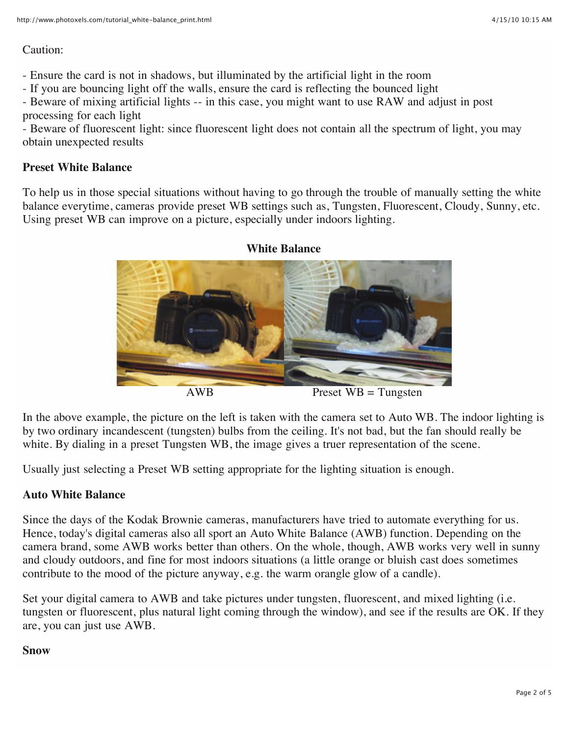Caution:

- Ensure the card is not in shadows, but illuminated by the artificial light in the room
- If you are bouncing light off the walls, ensure the card is reflecting the bounced light
- Beware of mixing artificial lights -- in this case, you might want to use RAW and adjust in post processing for each light
- Beware of fluorescent light: since fluorescent light does not contain all the spectrum of light, you may obtain unexpected results

**Preset White Balance**

To help us in those special situations without having to go through the trouble of manually setting the white balance everytime, cameras provide preset WB settings such as, Tungsten, Fluorescent, Cloudy, Sunny, etc. Using preset WB can improve on a picture, especially under indoors lighting.

**White Balance**

AWB    Preset WB = Tungsten

In the above example, the picture on the left is taken with the camera set to Auto WB. The indoor lighting is by two ordinary incandescent (tungsten) bulbs from the ceiling. It's not bad, but the fan should really be white. By dialing in a preset Tungsten WB, the image gives a truer representation of the scene.

Usually just selecting a Preset WB setting appropriate for the lighting situation is enough.

**Auto White Balance**

Since the days of the Kodak Brownie cameras, manufacturers have tried to automate everything for us. Hence, today's digital cameras also all sport an Auto White Balance (AWB) function. Depending on the camera brand, some AWB works better than others. On the whole, though, AWB works very well in sunny and cloudy outdoors, and fine for most indoors situations (a little orange or bluish cast does sometimes contribute to the mood of the picture anyway, e.g. the warm orangle glow of a candle).

Set your digital camera to AWB and take pictures under tungsten, fluorescent, and mixed lighting (i.e. tungsten or fluorescent, plus natural light coming through the window), and see if the results are OK. If they are, you can just use AWB.

**Snow**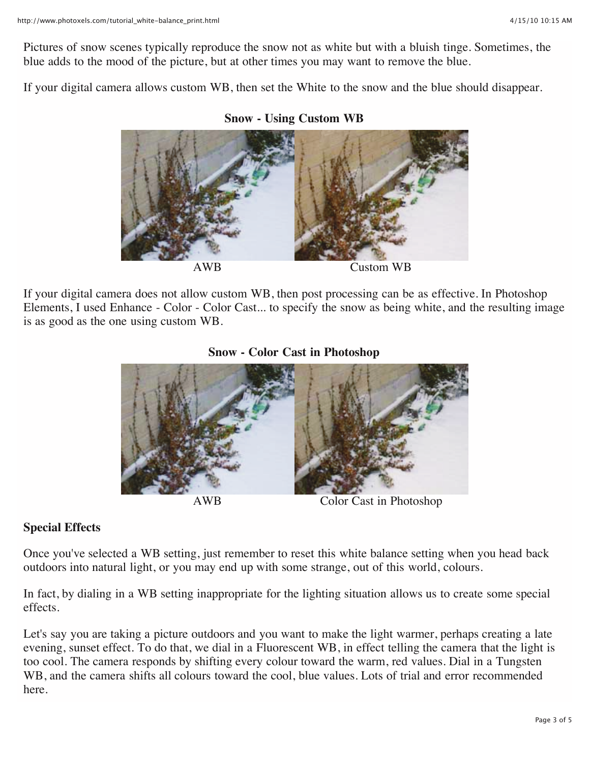Pictures of snow scenes typically reproduce the snow not as white but with a bluish tinge. Sometimes, the blue adds to the mood of the picture, but at other times you may want to remove the blue.

If your digital camera allows custom WB, then set the White to the snow and the blue should disappear.

**Snow - Using Custom WB**

AWB　　　　　Custom WB

If your digital camera does not allow custom WB, then post processing can be as effective. In Photoshop Elements, I used Enhance - Color - Color Cast... to specify the snow as being white, and the resulting image is as good as the one using custom WB.

**Snow - Color Cast in Photoshop**

AWB　　　　　Color Cast in Photoshop

**Special Effects**

Once you've selected a WB setting, just remember to reset this white balance setting when you head back outdoors into natural light, or you may end up with some strange, out of this world, colours.

In fact, by dialing in a WB setting inappropriate for the lighting situation allows us to create some special effects.

Let's say you are taking a picture outdoors and you want to make the light warmer, perhaps creating a late evening, sunset effect. To do that, we dial in a Fluorescent WB, in effect telling the camera that the light is too cool. The camera responds by shifting every colour toward the warm, red values. Dial in a Tungsten WB, and the camera shifts all colours toward the cool, blue values. Lots of trial and error recommended here.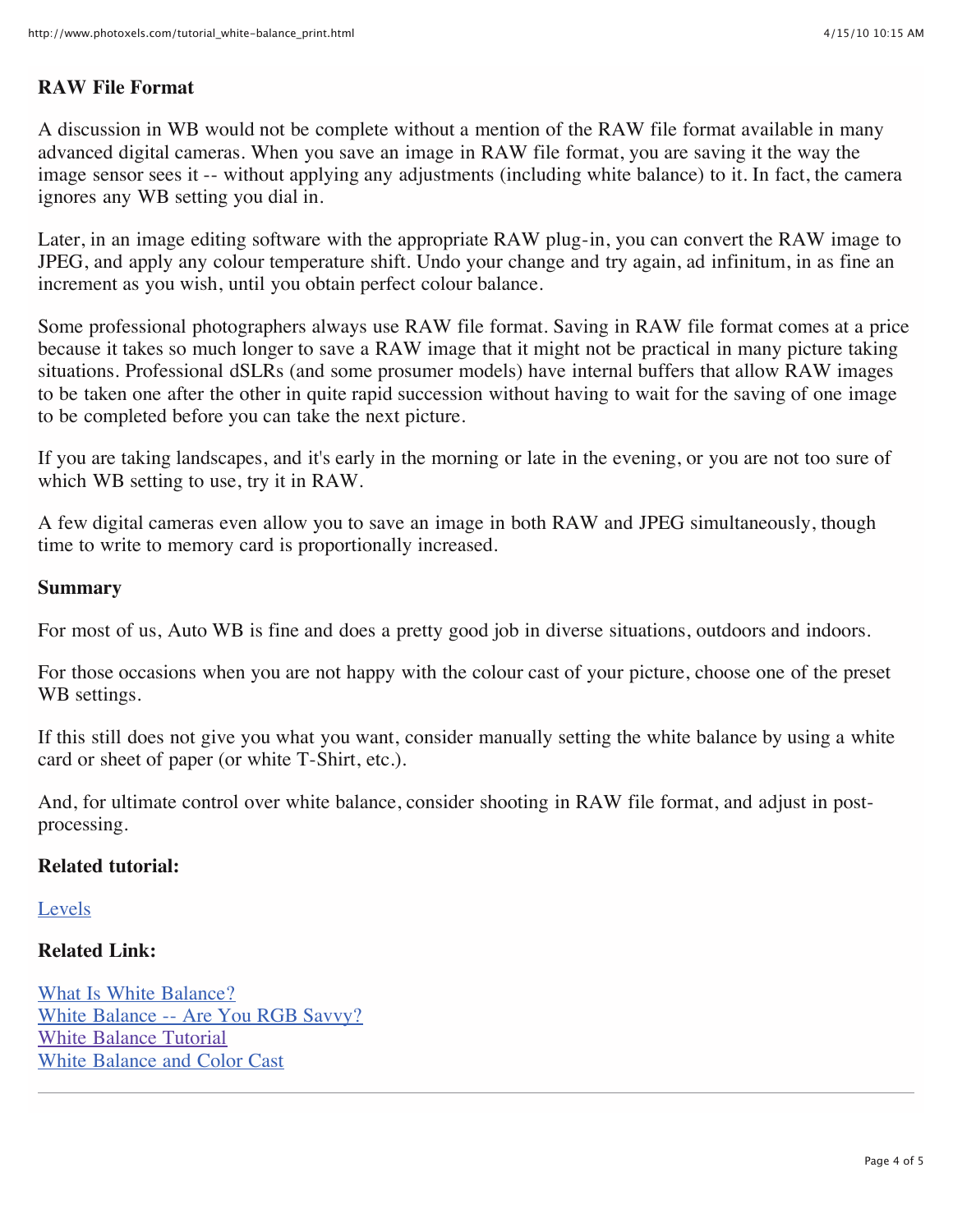**RAW File Format**

A discussion in WB would not be complete without a mention of the RAW file format available in many advanced digital cameras. When you save an image in RAW file format, you are saving it the way the image sensor sees it -- without applying any adjustments (including white balance) to it. In fact, the camera ignores any WB setting you dial in.

Later, in an image editing software with the appropriate RAW plug-in, you can convert the RAW image to JPEG, and apply any colour temperature shift. Undo your change and try again, ad infinitum, in as fine an increment as you wish, until you obtain perfect colour balance.

Some professional photographers always use RAW file format. Saving in RAW file format comes at a price because it takes so much longer to save a RAW image that it might not be practical in many picture taking situations. Professional dSLRs (and some prosumer models) have internal buffers that allow RAW images to be taken one after the other in quite rapid succession without having to wait for the saving of one image to be completed before you can take the next picture.

If you are taking landscapes, and it's early in the morning or late in the evening, or you are not too sure of which WB setting to use, try it in RAW.

A few digital cameras even allow you to save an image in both RAW and JPEG simultaneously, though time to write to memory card is proportionally increased.

**Summary**

For most of us, Auto WB is fine and does a pretty good job in diverse situations, outdoors and indoors.

For those occasions when you are not happy with the colour cast of your picture, choose one of the preset WB settings.

If this still does not give you what you want, consider manually setting the white balance by using a white card or sheet of paper (or white T-Shirt, etc.).

And, for ultimate control over white balance, consider shooting in RAW file format, and adjust in post-processing.

**Related tutorial:**

Levels

**Related Link:**

What Is White Balance?
White Balance -- Are You RGB Savvy?
White Balance Tutorial
White Balance and Color Cast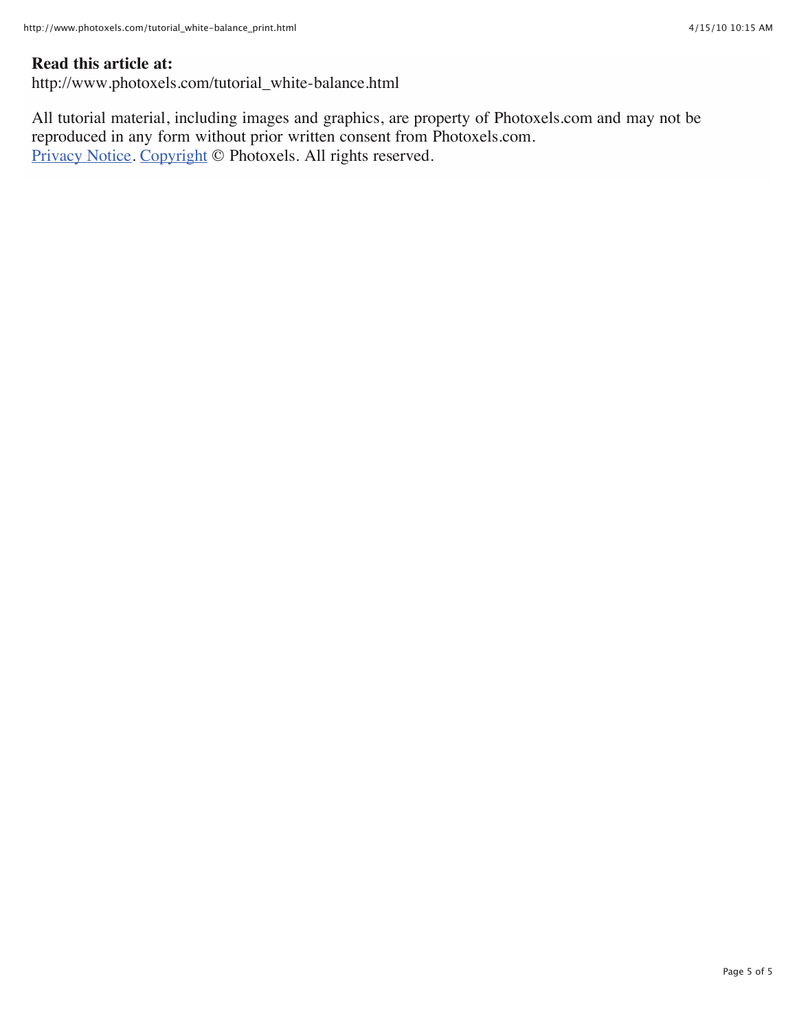**Read this article at:**
http://www.photoxels.com/tutorial_white-balance.html

All tutorial material, including images and graphics, are property of Photoxels.com and may not be reproduced in any form without prior written consent from Photoxels.com.
Privacy Notice. Copyright © Photoxels. All rights reserved.